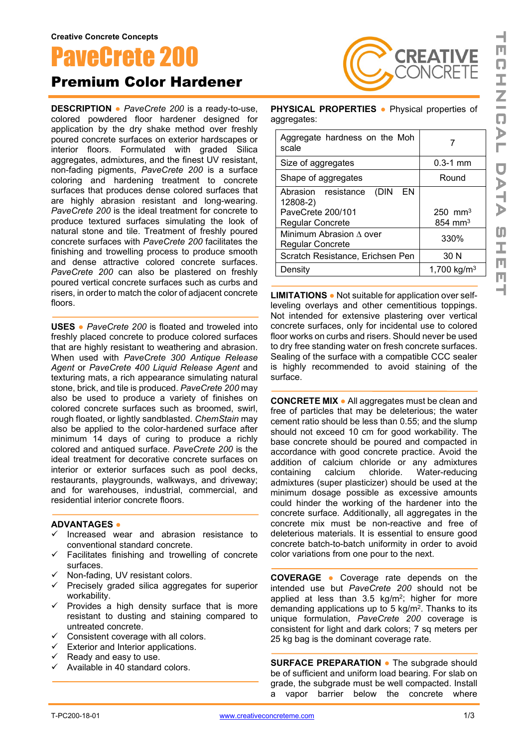Creative Concrete Concepts

# PaveCrete 200

## Premium Color Hardener

**DESCRIPTION** • *PaveCrete 200* is a ready-to-use, colored powdered floor hardener designed for application by the dry shake method over freshly poured concrete surfaces on exterior hardscapes or interior floors. Formulated with graded Silica aggregates, admixtures, and the finest UV resistant, non-fading pigments, *PaveCrete 200* is a surface coloring and hardening treatment to concrete surfaces that produces dense colored surfaces that are highly abrasion resistant and long-wearing. *PaveCrete 200* is the ideal treatment for concrete to produce textured surfaces simulating the look of natural stone and tile. Treatment of freshly poured concrete surfaces with *PaveCrete 200* facilitates the finishing and trowelling process to produce smooth and dense attractive colored concrete surfaces. *PaveCrete 200* can also be plastered on freshly poured vertical concrete surfaces such as curbs and risers, in order to match the color of adjacent concrete floors.

**USES** • *PaveCrete 200* is floated and troweled into freshly placed concrete to produce colored surfaces that are highly resistant to weathering and abrasion. When used with *PaveCrete 300 Antique Release Agent* or *PaveCrete 400 Liquid Release Agent* and texturing mats, a rich appearance simulating natural stone, brick, and tile is produced. *PaveCrete 200* may also be used to produce a variety of finishes on colored concrete surfaces such as broomed, swirl, rough floated, or lightly sandblasted. *ChemStain* may also be applied to the color-hardened surface after minimum 14 days of curing to produce a richly colored and antiqued surface. *PaveCrete 200* is the ideal treatment for decorative concrete surfaces on interior or exterior surfaces such as pool decks, restaurants, playgrounds, walkways, and driveway; and for warehouses, industrial, commercial, and residential interior concrete floors.

**ADVANTAGES** •

- ✓ Increased wear and abrasion resistance to conventional standard concrete.
- ✓ Facilitates finishing and trowelling of concrete surfaces.
- ✓ Non-fading, UV resistant colors.
- ✓ Precisely graded silica aggregates for superior workability.
- ✓ Provides a high density surface that is more resistant to dusting and staining compared to untreated concrete.
- ✓ Consistent coverage with all colors.
- ✓ Exterior and Interior applications.
- ✓ Ready and easy to use.
- ✓ Available in 40 standard colors.

**PHYSICAL PROPERTIES** • Physical properties of aggregates:

| Property | Value |
|---|---|
| Aggregate hardness on the Moh scale | 7 |
| Size of aggregates | 0.3-1 mm |
| Shape of aggregates | Round |
| Abrasion resistance (DIN EN 12808-2) PaveCrete 200/101 Regular Concrete | 250 mm³ 854 mm³ |
| Minimum Abrasion ∆ over Regular Concrete | 330% |
| Scratch Resistance, Erichsen Pen | 30 N |
| Density | 1,700 kg/m³ |

**LIMITATIONS** • Not suitable for application over self-leveling overlays and other cementitious toppings. Not intended for extensive plastering over vertical concrete surfaces, only for incidental use to colored floor works on curbs and risers. Should never be used to dry free standing water on fresh concrete surfaces. Sealing of the surface with a compatible CCC sealer is highly recommended to avoid staining of the surface.

**CONCRETE MIX** • All aggregates must be clean and free of particles that may be deleterious; the water cement ratio should be less than 0.55; and the slump should not exceed 10 cm for good workability. The base concrete should be poured and compacted in accordance with good concrete practice. Avoid the addition of calcium chloride or any admixtures containing calcium chloride. Water-reducing admixtures (super plasticizer) should be used at the minimum dosage possible as excessive amounts could hinder the working of the hardener into the concrete surface. Additionally, all aggregates in the concrete mix must be non-reactive and free of deleterious materials. It is essential to ensure good concrete batch-to-batch uniformity in order to avoid color variations from one pour to the next.

**COVERAGE** • Coverage rate depends on the intended use but *PaveCrete 200* should not be applied at less than 3.5 kg/m²; higher for more demanding applications up to 5 kg/m². Thanks to its unique formulation, *PaveCrete 200* coverage is consistent for light and dark colors; 7 sq meters per 25 kg bag is the dominant coverage rate.

**SURFACE PREPARATION** • The subgrade should be of sufficient and uniform load bearing. For slab on grade, the subgrade must be well compacted. Install a vapor barrier below the concrete where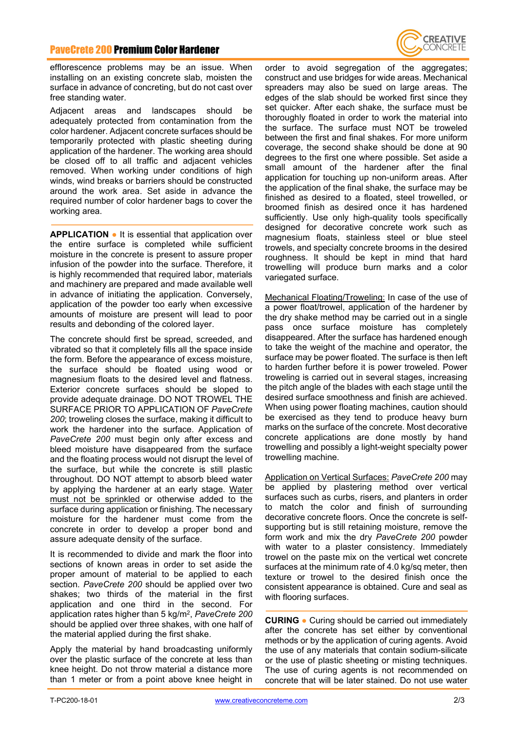efflorescence problems may be an issue. When installing on an existing concrete slab, moisten the surface in advance of concreting, but do not cast over free standing water.

Adjacent areas and landscapes should be adequately protected from contamination from the color hardener. Adjacent concrete surfaces should be temporarily protected with plastic sheeting during application of the hardener. The working area should be closed off to all traffic and adjacent vehicles removed. When working under conditions of high winds, wind breaks or barriers should be constructed around the work area. Set aside in advance the required number of color hardener bags to cover the working area.

**APPLICATION** ● It is essential that application over the entire surface is completed while sufficient moisture in the concrete is present to assure proper infusion of the powder into the surface. Therefore, it is highly recommended that required labor, materials and machinery are prepared and made available well in advance of initiating the application. Conversely, application of the powder too early when excessive amounts of moisture are present will lead to poor results and debonding of the colored layer.

The concrete should first be spread, screeded, and vibrated so that it completely fills all the space inside the form. Before the appearance of excess moisture, the surface should be floated using wood or magnesium floats to the desired level and flatness. Exterior concrete surfaces should be sloped to provide adequate drainage. DO NOT TROWEL THE SURFACE PRIOR TO APPLICATION OF *PaveCrete 200*; troweling closes the surface, making it difficult to work the hardener into the surface. Application of *PaveCrete 200* must begin only after excess and bleed moisture have disappeared from the surface and the floating process would not disrupt the level of the surface, but while the concrete is still plastic throughout. DO NOT attempt to absorb bleed water by applying the hardener at an early stage. Water must not be sprinkled or otherwise added to the surface during application or finishing. The necessary moisture for the hardener must come from the concrete in order to develop a proper bond and assure adequate density of the surface.

It is recommended to divide and mark the floor into sections of known areas in order to set aside the proper amount of material to be applied to each section. *PaveCrete 200* should be applied over two shakes; two thirds of the material in the first application and one third in the second. For application rates higher than 5 kg/m², *PaveCrete 200* should be applied over three shakes, with one half of the material applied during the first shake.

Apply the material by hand broadcasting uniformly over the plastic surface of the concrete at less than knee height. Do not throw material a distance more than 1 meter or from a point above knee height in order to avoid segregation of the aggregates; construct and use bridges for wide areas. Mechanical spreaders may also be sued on large areas. The edges of the slab should be worked first since they set quicker. After each shake, the surface must be thoroughly floated in order to work the material into the surface. The surface must NOT be troweled between the first and final shakes. For more uniform coverage, the second shake should be done at 90 degrees to the first one where possible. Set aside a small amount of the hardener after the final application for touching up non-uniform areas. After the application of the final shake, the surface may be finished as desired to a floated, steel trowelled, or broomed finish as desired once it has hardened sufficiently. Use only high-quality tools specifically designed for decorative concrete work such as magnesium floats, stainless steel or blue steel trowels, and specialty concrete brooms in the desired roughness. It should be kept in mind that hard trowelling will produce burn marks and a color variegated surface.

Mechanical Floating/Troweling: In case of the use of a power float/trowel, application of the hardener by the dry shake method may be carried out in a single pass once surface moisture has completely disappeared. After the surface has hardened enough to take the weight of the machine and operator, the surface may be power floated. The surface is then left to harden further before it is power troweled. Power troweling is carried out in several stages, increasing the pitch angle of the blades with each stage until the desired surface smoothness and finish are achieved. When using power floating machines, caution should be exercised as they tend to produce heavy burn marks on the surface of the concrete. Most decorative concrete applications are done mostly by hand trowelling and possibly a light-weight specialty power trowelling machine.

Application on Vertical Surfaces: *PaveCrete 200* may be applied by plastering method over vertical surfaces such as curbs, risers, and planters in order to match the color and finish of surrounding decorative concrete floors. Once the concrete is self-supporting but is still retaining moisture, remove the form work and mix the dry *PaveCrete 200* powder with water to a plaster consistency. Immediately trowel on the paste mix on the vertical wet concrete surfaces at the minimum rate of 4.0 kg/sq meter, then texture or trowel to the desired finish once the consistent appearance is obtained. Cure and seal as with flooring surfaces.

**CURING** ● Curing should be carried out immediately after the concrete has set either by conventional methods or by the application of curing agents. Avoid the use of any materials that contain sodium-silicate or the use of plastic sheeting or misting techniques. The use of curing agents is not recommended on concrete that will be later stained. Do not use water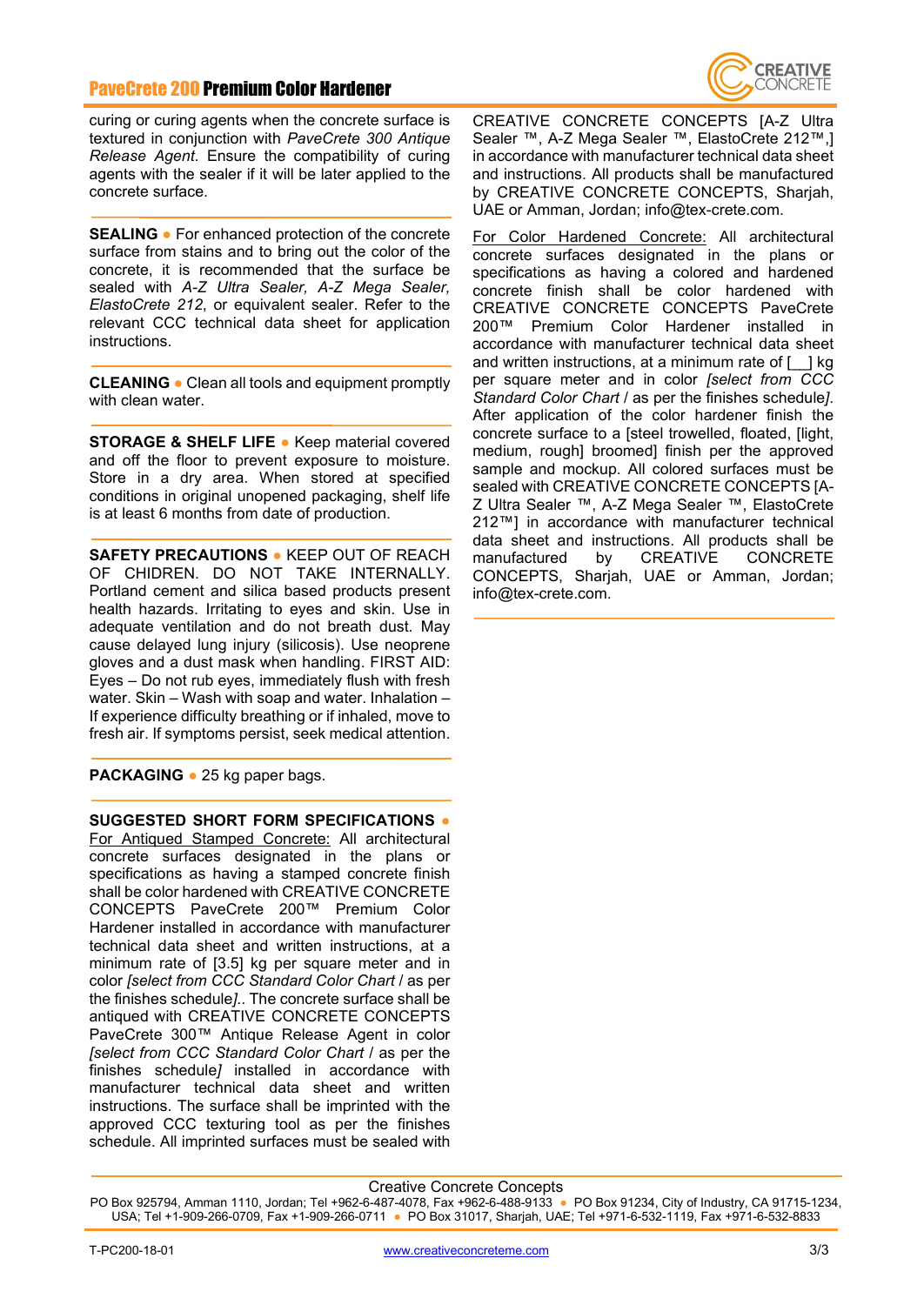curing or curing agents when the concrete surface is textured in conjunction with *PaveCrete 300 Antique Release Agent*. Ensure the compatibility of curing agents with the sealer if it will be later applied to the concrete surface.

**SEALING** ● For enhanced protection of the concrete surface from stains and to bring out the color of the concrete, it is recommended that the surface be sealed with *A-Z Ultra Sealer, A-Z Mega Sealer, ElastoCrete 212*, or equivalent sealer. Refer to the relevant CCC technical data sheet for application instructions.

**CLEANING** ● Clean all tools and equipment promptly with clean water.

**STORAGE & SHELF LIFE** ● Keep material covered and off the floor to prevent exposure to moisture. Store in a dry area. When stored at specified conditions in original unopened packaging, shelf life is at least 6 months from date of production.

**SAFETY PRECAUTIONS** ● KEEP OUT OF REACH OF CHIDREN. DO NOT TAKE INTERNALLY. Portland cement and silica based products present health hazards. Irritating to eyes and skin. Use in adequate ventilation and do not breath dust. May cause delayed lung injury (silicosis). Use neoprene gloves and a dust mask when handling. FIRST AID: Eyes – Do not rub eyes, immediately flush with fresh water. Skin – Wash with soap and water. Inhalation – If experience difficulty breathing or if inhaled, move to fresh air. If symptoms persist, seek medical attention.

**PACKAGING** ● 25 kg paper bags.

**SUGGESTED SHORT FORM SPECIFICATIONS** ●

For Antiqued Stamped Concrete: All architectural concrete surfaces designated in the plans or specifications as having a stamped concrete finish shall be color hardened with CREATIVE CONCRETE CONCEPTS PaveCrete 200™ Premium Color Hardener installed in accordance with manufacturer technical data sheet and written instructions, at a minimum rate of [3.5] kg per square meter and in color *[select from CCC Standard Color Chart* / as per the finishes schedule*]*.. The concrete surface shall be antiqued with CREATIVE CONCRETE CONCEPTS PaveCrete 300™ Antique Release Agent in color *[select from CCC Standard Color Chart* / as per the finishes schedule*]* installed in accordance with manufacturer technical data sheet and written instructions. The surface shall be imprinted with the approved CCC texturing tool as per the finishes schedule. All imprinted surfaces must be sealed with CREATIVE CONCRETE CONCEPTS [A-Z Ultra Sealer ™, A-Z Mega Sealer ™, ElastoCrete 212™,] in accordance with manufacturer technical data sheet and instructions. All products shall be manufactured by CREATIVE CONCRETE CONCEPTS, Sharjah, UAE or Amman, Jordan; info@tex-crete.com.

For Color Hardened Concrete: All architectural concrete surfaces designated in the plans or specifications as having a colored and hardened concrete finish shall be color hardened with CREATIVE CONCRETE CONCEPTS PaveCrete 200™ Premium Color Hardener installed in accordance with manufacturer technical data sheet and written instructions, at a minimum rate of [__] kg per square meter and in color *[select from CCC Standard Color Chart* / as per the finishes schedule*]*. After application of the color hardener finish the concrete surface to a [steel trowelled, floated, [light, medium, rough] broomed] finish per the approved sample and mockup. All colored surfaces must be sealed with CREATIVE CONCRETE CONCEPTS [A-Z Ultra Sealer ™, A-Z Mega Sealer ™, ElastoCrete 212™] in accordance with manufacturer technical data sheet and instructions. All products shall be manufactured by CREATIVE CONCRETE CONCEPTS, Sharjah, UAE or Amman, Jordan; info@tex-crete.com.

Creative Concrete Concepts

PO Box 925794, Amman 1110, Jordan; Tel +962-6-487-4078, Fax +962-6-488-9133 ● PO Box 91234, City of Industry, CA 91715-1234, USA; Tel +1-909-266-0709, Fax +1-909-266-0711 ● PO Box 31017, Sharjah, UAE; Tel +971-6-532-1119, Fax +971-6-532-8833

T-PC200-18-01 www.creativeconcreteme.com